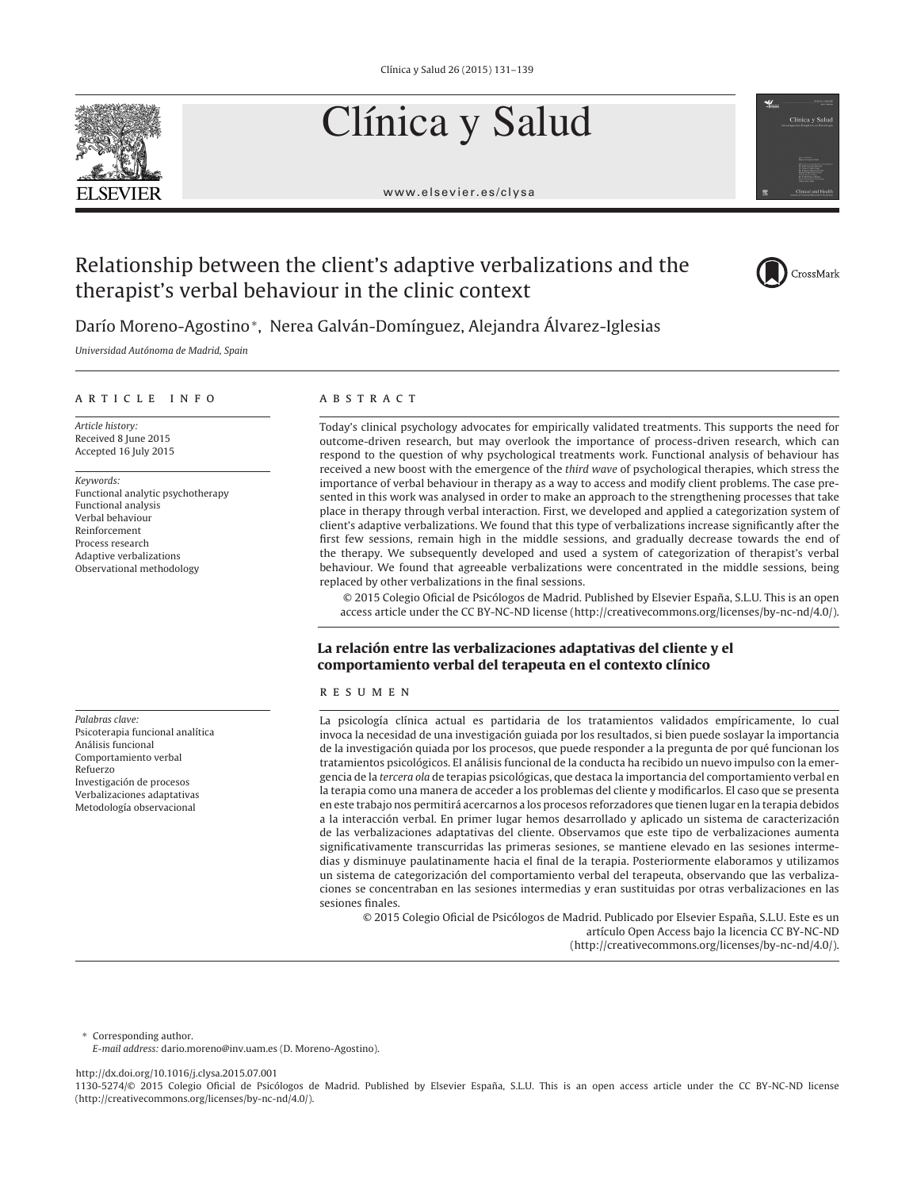# Relationship between the client's adaptive verbalizations and the therapist's verbal behaviour in the clinic context

Darío Moreno-Agostino*, Nerea Galván-Domínguez, Alejandra Álvarez-Iglesias

*Universidad Autónoma de Madrid, Spain*

## ARTICLE INFO

*Article history:*
Received 8 June 2015
Accepted 16 July 2015

*Keywords:*
Functional analytic psychotherapy
Functional analysis
Verbal behaviour
Reinforcement
Process research
Adaptive verbalizations
Observational methodology

## ABSTRACT

Today's clinical psychology advocates for empirically validated treatments. This supports the need for outcome-driven research, but may overlook the importance of process-driven research, which can respond to the question of why psychological treatments work. Functional analysis of behaviour has received a new boost with the emergence of the *third wave* of psychological therapies, which stress the importance of verbal behaviour in therapy as a way to access and modify client problems. The case presented in this work was analysed in order to make an approach to the strengthening processes that take place in therapy through verbal interaction. First, we developed and applied a categorization system of client's adaptive verbalizations. We found that this type of verbalizations increase significantly after the first few sessions, remain high in the middle sessions, and gradually decrease towards the end of the therapy. We subsequently developed and used a system of categorization of therapist's verbal behaviour. We found that agreeable verbalizations were concentrated in the middle sessions, being replaced by other verbalizations in the final sessions.

© 2015 Colegio Oficial de Psicólogos de Madrid. Published by Elsevier España, S.L.U. This is an open access article under the CC BY-NC-ND license (http://creativecommons.org/licenses/by-nc-nd/4.0/).

## La relación entre las verbalizaciones adaptativas del cliente y el comportamiento verbal del terapeuta en el contexto clínico

*Palabras clave:*
Psicoterapia funcional analítica
Análisis funcional
Comportamiento verbal
Refuerzo
Investigación de procesos
Verbalizaciones adaptativas
Metodología observacional

## RESUMEN

La psicología clínica actual es partidaria de los tratamientos validados empíricamente, lo cual invoca la necesidad de una investigación guiada por los resultados, si bien puede soslayar la importancia de la investigación quiada por los procesos, que puede responder a la pregunta de por qué funcionan los tratamientos psicológicos. El análisis funcional de la conducta ha recibido un nuevo impulso con la emergencia de la *tercera ola* de terapias psicológicas, que destaca la importancia del comportamiento verbal en la terapia como una manera de acceder a los problemas del cliente y modificarlos. El caso que se presenta en este trabajo nos permitirá acercarnos a los procesos reforzadores que tienen lugar en la terapia debidos a la interacción verbal. En primer lugar hemos desarrollado y aplicado un sistema de caracterización de las verbalizaciones adaptativas del cliente. Observamos que este tipo de verbalizaciones aumenta significativamente transcurridas las primeras sesiones, se mantiene elevado en las sesiones intermedias y disminuye paulatinamente hacia el final de la terapia. Posteriormente elaboramos y utilizamos un sistema de categorización del comportamiento verbal del terapeuta, observando que las verbalizaciones se concentraban en las sesiones intermedias y eran sustituidas por otras verbalizaciones en las sesiones finales.

© 2015 Colegio Oficial de Psicólogos de Madrid. Publicado por Elsevier España, S.L.U. Este es un artículo Open Access bajo la licencia CC BY-NC-ND (http://creativecommons.org/licenses/by-nc-nd/4.0/).

---

* Corresponding author.
*E-mail address:* dario.moreno@inv.uam.es (D. Moreno-Agostino).

http://dx.doi.org/10.1016/j.clysa.2015.07.001
1130-5274/© 2015 Colegio Oficial de Psicólogos de Madrid. Published by Elsevier España, S.L.U. This is an open access article under the CC BY-NC-ND license (http://creativecommons.org/licenses/by-nc-nd/4.0/).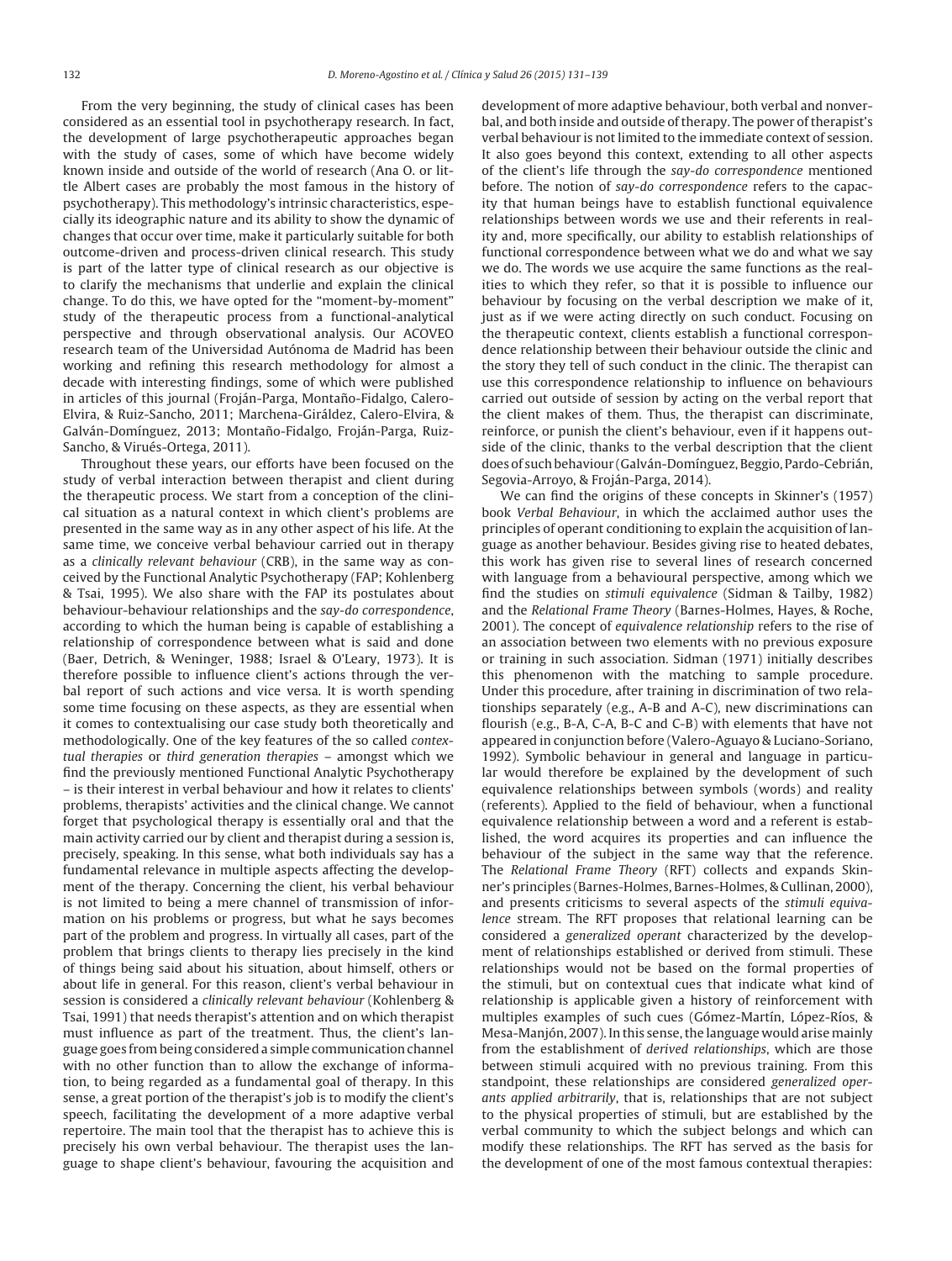From the very beginning, the study of clinical cases has been considered as an essential tool in psychotherapy research. In fact, the development of large psychotherapeutic approaches began with the study of cases, some of which have become widely known inside and outside of the world of research (Ana O. or little Albert cases are probably the most famous in the history of psychotherapy). This methodology's intrinsic characteristics, especially its ideographic nature and its ability to show the dynamic of changes that occur over time, make it particularly suitable for both outcome-driven and process-driven clinical research. This study is part of the latter type of clinical research as our objective is to clarify the mechanisms that underlie and explain the clinical change. To do this, we have opted for the "moment-by-moment" study of the therapeutic process from a functional-analytical perspective and through observational analysis. Our ACOVEO research team of the Universidad Autónoma de Madrid has been working and refining this research methodology for almost a decade with interesting findings, some of which were published in articles of this journal (Froján-Parga, Montaño-Fidalgo, Calero-Elvira, & Ruiz-Sancho, 2011; Marchena-Giráldez, Calero-Elvira, & Galván-Domínguez, 2013; Montaño-Fidalgo, Froján-Parga, Ruiz-Sancho, & Virués-Ortega, 2011).

Throughout these years, our efforts have been focused on the study of verbal interaction between therapist and client during the therapeutic process. We start from a conception of the clinical situation as a natural context in which client's problems are presented in the same way as in any other aspect of his life. At the same time, we conceive verbal behaviour carried out in therapy as a *clinically relevant behaviour* (CRB), in the same way as conceived by the Functional Analytic Psychotherapy (FAP; Kohlenberg & Tsai, 1995). We also share with the FAP its postulates about behaviour-behaviour relationships and the *say-do correspondence*, according to which the human being is capable of establishing a relationship of correspondence between what is said and done (Baer, Detrich, & Weninger, 1988; Israel & O'Leary, 1973). It is therefore possible to influence client's actions through the verbal report of such actions and vice versa. It is worth spending some time focusing on these aspects, as they are essential when it comes to contextualising our case study both theoretically and methodologically. One of the key features of the so called *contextual therapies* or *third generation therapies* – amongst which we find the previously mentioned Functional Analytic Psychotherapy – is their interest in verbal behaviour and how it relates to clients' problems, therapists' activities and the clinical change. We cannot forget that psychological therapy is essentially oral and that the main activity carried our by client and therapist during a session is, precisely, speaking. In this sense, what both individuals say has a fundamental relevance in multiple aspects affecting the development of the therapy. Concerning the client, his verbal behaviour is not limited to being a mere channel of transmission of information on his problems or progress, but what he says becomes part of the problem and progress. In virtually all cases, part of the problem that brings clients to therapy lies precisely in the kind of things being said about his situation, about himself, others or about life in general. For this reason, client's verbal behaviour in session is considered a *clinically relevant behaviour* (Kohlenberg & Tsai, 1991) that needs therapist's attention and on which therapist must influence as part of the treatment. Thus, the client's language goes from being considered a simple communication channel with no other function than to allow the exchange of information, to being regarded as a fundamental goal of therapy. In this sense, a great portion of the therapist's job is to modify the client's speech, facilitating the development of a more adaptive verbal repertoire. The main tool that the therapist has to achieve this is precisely his own verbal behaviour. The therapist uses the language to shape client's behaviour, favouring the acquisition and development of more adaptive behaviour, both verbal and nonverbal, and both inside and outside of therapy. The power of therapist's verbal behaviour is not limited to the immediate context of session. It also goes beyond this context, extending to all other aspects of the client's life through the *say-do correspondence* mentioned before. The notion of *say-do correspondence* refers to the capacity that human beings have to establish functional equivalence relationships between words we use and their referents in reality and, more specifically, our ability to establish relationships of functional correspondence between what we do and what we say we do. The words we use acquire the same functions as the realities to which they refer, so that it is possible to influence our behaviour by focusing on the verbal description we make of it, just as if we were acting directly on such conduct. Focusing on the therapeutic context, clients establish a functional correspondence relationship between their behaviour outside the clinic and the story they tell of such conduct in the clinic. The therapist can use this correspondence relationship to influence on behaviours carried out outside of session by acting on the verbal report that the client makes of them. Thus, the therapist can discriminate, reinforce, or punish the client's behaviour, even if it happens outside of the clinic, thanks to the verbal description that the client does of such behaviour (Galván-Domínguez, Beggio, Pardo-Cebrián, Segovia-Arroyo, & Froján-Parga, 2014).

We can find the origins of these concepts in Skinner's (1957) book *Verbal Behaviour*, in which the acclaimed author uses the principles of operant conditioning to explain the acquisition of language as another behaviour. Besides giving rise to heated debates, this work has given rise to several lines of research concerned with language from a behavioural perspective, among which we find the studies on *stimuli equivalence* (Sidman & Tailby, 1982) and the *Relational Frame Theory* (Barnes-Holmes, Hayes, & Roche, 2001). The concept of *equivalence relationship* refers to the rise of an association between two elements with no previous exposure or training in such association. Sidman (1971) initially describes this phenomenon with the matching to sample procedure. Under this procedure, after training in discrimination of two relationships separately (e.g., A-B and A-C), new discriminations can flourish (e.g., B-A, C-A, B-C and C-B) with elements that have not appeared in conjunction before (Valero-Aguayo & Luciano-Soriano, 1992). Symbolic behaviour in general and language in particular would therefore be explained by the development of such equivalence relationships between symbols (words) and reality (referents). Applied to the field of behaviour, when a functional equivalence relationship between a word and a referent is established, the word acquires its properties and can influence the behaviour of the subject in the same way that the reference. The *Relational Frame Theory* (RFT) collects and expands Skinner's principles (Barnes-Holmes, Barnes-Holmes, & Cullinan, 2000), and presents criticisms to several aspects of the *stimuli equivalence* stream. The RFT proposes that relational learning can be considered a *generalized operant* characterized by the development of relationships established or derived from stimuli. These relationships would not be based on the formal properties of the stimuli, but on contextual cues that indicate what kind of relationship is applicable given a history of reinforcement with multiples examples of such cues (Gómez-Martín, López-Ríos, & Mesa-Manjón, 2007). In this sense, the language would arise mainly from the establishment of *derived relationships*, which are those between stimuli acquired with no previous training. From this standpoint, these relationships are considered *generalized operants applied arbitrarily*, that is, relationships that are not subject to the physical properties of stimuli, but are established by the verbal community to which the subject belongs and which can modify these relationships. The RFT has served as the basis for the development of one of the most famous contextual therapies: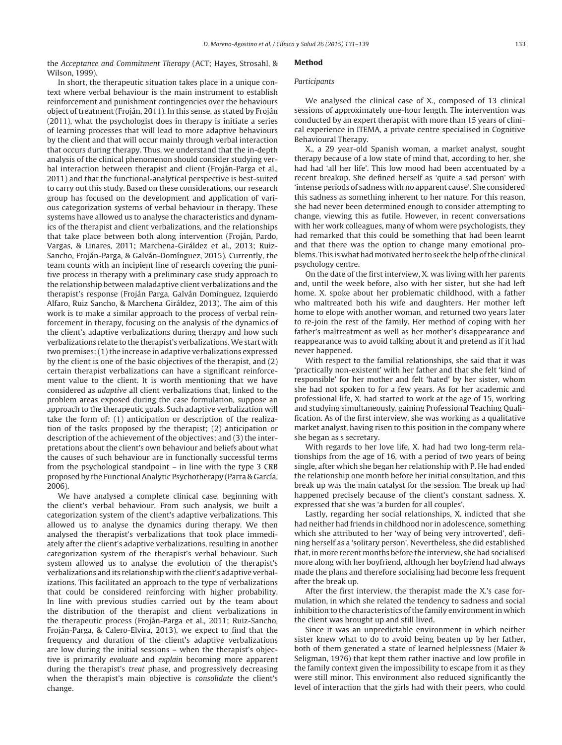the *Acceptance and Commitment Therapy* (ACT; Hayes, Strosahl, & Wilson, 1999).

In short, the therapeutic situation takes place in a unique context where verbal behaviour is the main instrument to establish reinforcement and punishment contingencies over the behaviours object of treatment (Froján, 2011). In this sense, as stated by Froján (2011), what the psychologist does in therapy is initiate a series of learning processes that will lead to more adaptive behaviours by the client and that will occur mainly through verbal interaction that occurs during therapy. Thus, we understand that the in-depth analysis of the clinical phenomenon should consider studying verbal interaction between therapist and client (Froján-Parga et al., 2011) and that the functional-analytical perspective is best-suited to carry out this study. Based on these considerations, our research group has focused on the development and application of various categorization systems of verbal behaviour in therapy. These systems have allowed us to analyse the characteristics and dynamics of the therapist and client verbalizations, and the relationships that take place between both along intervention (Froján, Pardo, Vargas, & Linares, 2011; Marchena-Giráldez et al., 2013; Ruiz-Sancho, Froján-Parga, & Galván-Domínguez, 2015). Currently, the team counts with an incipient line of research covering the punitive process in therapy with a preliminary case study approach to the relationship between maladaptive client verbalizations and the therapist's response (Froján Parga, Galván Domínguez, Izquierdo Alfaro, Ruiz Sancho, & Marchena Giráldez, 2013). The aim of this work is to make a similar approach to the process of verbal reinforcement in therapy, focusing on the analysis of the dynamics of the client's adaptive verbalizations during therapy and how such verbalizations relate to the therapist's verbalizations. We start with two premises: (1) the increase in adaptive verbalizations expressed by the client is one of the basic objectives of the therapist, and (2) certain therapist verbalizations can have a significant reinforcement value to the client. It is worth mentioning that we have considered as *adaptive* all client verbalizations that, linked to the problem areas exposed during the case formulation, suppose an approach to the therapeutic goals. Such adaptive verbalization will take the form of: (1) anticipation or description of the realization of the tasks proposed by the therapist; (2) anticipation or description of the achievement of the objectives; and (3) the interpretations about the client's own behaviour and beliefs about what the causes of such behaviour are in functionally successful terms from the psychological standpoint – in line with the type 3 CRB proposed by the Functional Analytic Psychotherapy (Parra & García, 2006).

We have analysed a complete clinical case, beginning with the client's verbal behaviour. From such analysis, we built a categorization system of the client's adaptive verbalizations. This allowed us to analyse the dynamics during therapy. We then analysed the therapist's verbalizations that took place immediately after the client's adaptive verbalizations, resulting in another categorization system of the therapist's verbal behaviour. Such system allowed us to analyse the evolution of the therapist's verbalizations and its relationship with the client's adaptive verbalizations. This facilitated an approach to the type of verbalizations that could be considered reinforcing with higher probability. In line with previous studies carried out by the team about the distribution of the therapist and client verbalizations in the therapeutic process (Froján-Parga et al., 2011; Ruiz-Sancho, Froján-Parga, & Calero-Elvira, 2013), we expect to find that the frequency and duration of the client's adaptive verbalizations are low during the initial sessions – when the therapist's objective is primarily *evaluate* and *explain* becoming more apparent during the therapist's *treat* phase, and progressively decreasing when the therapist's main objective is *consolidate* the client's change.

## Method

### Participants

We analysed the clinical case of X., composed of 13 clinical sessions of approximately one-hour length. The intervention was conducted by an expert therapist with more than 15 years of clinical experience in ITEMA, a private centre specialised in Cognitive Behavioural Therapy.

X., a 29 year-old Spanish woman, a market analyst, sought therapy because of a low state of mind that, according to her, she had had 'all her life'. This low mood had been accentuated by a recent breakup. She defined herself as 'quite a sad person' with 'intense periods of sadness with no apparent cause'. She considered this sadness as something inherent to her nature. For this reason, she had never been determined enough to consider attempting to change, viewing this as futile. However, in recent conversations with her work colleagues, many of whom were psychologists, they had remarked that this could be something that had been learnt and that there was the option to change many emotional problems. This is what had motivated her to seek the help of the clinical psychology centre.

On the date of the first interview, X. was living with her parents and, until the week before, also with her sister, but she had left home. X. spoke about her problematic childhood, with a father who maltreated both his wife and daughters. Her mother left home to elope with another woman, and returned two years later to re-join the rest of the family. Her method of coping with her father's maltreatment as well as her mother's disappearance and reappearance was to avoid talking about it and pretend as if it had never happened.

With respect to the familial relationships, she said that it was 'practically non-existent' with her father and that she felt 'kind of responsible' for her mother and felt 'hated' by her sister, whom she had not spoken to for a few years. As for her academic and professional life, X. had started to work at the age of 15, working and studying simultaneously, gaining Professional Teaching Qualification. As of the first interview, she was working as a qualitative market analyst, having risen to this position in the company where she began as s secretary.

With regards to her love life, X. had had two long-term relationships from the age of 16, with a period of two years of being single, after which she began her relationship with P. He had ended the relationship one month before her initial consultation, and this break up was the main catalyst for the session. The break up had happened precisely because of the client's constant sadness. X. expressed that she was 'a burden for all couples'.

Lastly, regarding her social relationships, X. indicted that she had neither had friends in childhood nor in adolescence, something which she attributed to her 'way of being very introverted', defining herself as a 'solitary person'. Nevertheless, she did established that, in more recent months before the interview, she had socialised more along with her boyfriend, although her boyfriend had always made the plans and therefore socialising had become less frequent after the break up.

After the first interview, the therapist made the X.'s case formulation, in which she related the tendency to sadness and social inhibition to the characteristics of the family environment in which the client was brought up and still lived.

Since it was an unpredictable environment in which neither sister knew what to do to avoid being beaten up by her father, both of them generated a state of learned helplessness (Maier & Seligman, 1976) that kept them rather inactive and low profile in the family context given the impossibility to escape from it as they were still minor. This environment also reduced significantly the level of interaction that the girls had with their peers, who could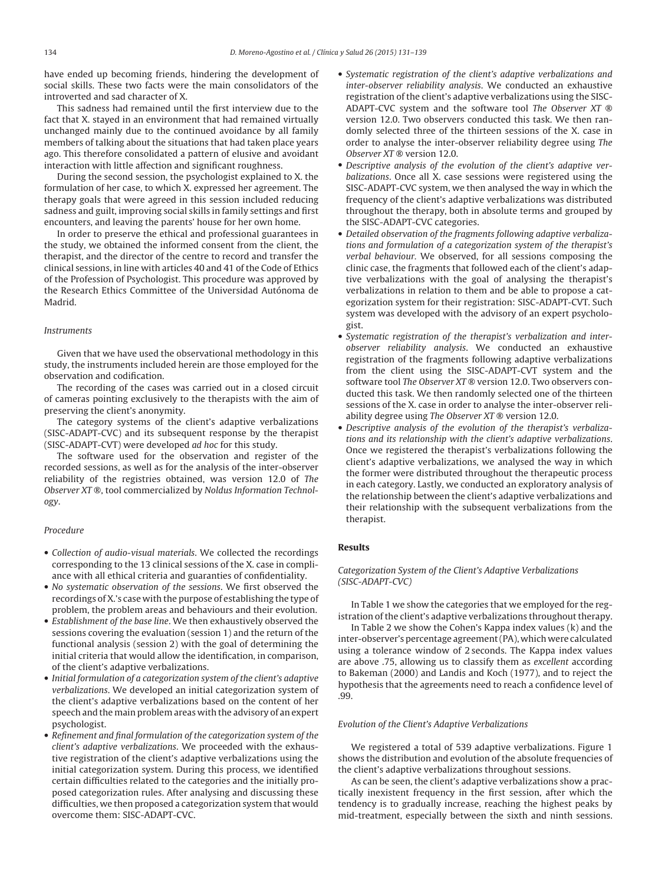have ended up becoming friends, hindering the development of social skills. These two facts were the main consolidators of the introverted and sad character of X.

This sadness had remained until the first interview due to the fact that X. stayed in an environment that had remained virtually unchanged mainly due to the continued avoidance by all family members of talking about the situations that had taken place years ago. This therefore consolidated a pattern of elusive and avoidant interaction with little affection and significant roughness.

During the second session, the psychologist explained to X. the formulation of her case, to which X. expressed her agreement. The therapy goals that were agreed in this session included reducing sadness and guilt, improving social skills in family settings and first encounters, and leaving the parents' house for her own home.

In order to preserve the ethical and professional guarantees in the study, we obtained the informed consent from the client, the therapist, and the director of the centre to record and transfer the clinical sessions, in line with articles 40 and 41 of the Code of Ethics of the Profession of Psychologist. This procedure was approved by the Research Ethics Committee of the Universidad Autónoma de Madrid.

### *Instruments*

Given that we have used the observational methodology in this study, the instruments included herein are those employed for the observation and codification.

The recording of the cases was carried out in a closed circuit of cameras pointing exclusively to the therapists with the aim of preserving the client's anonymity.

The category systems of the client's adaptive verbalizations (SISC-ADAPT-CVC) and its subsequent response by the therapist (SISC-ADAPT-CVT) were developed *ad hoc* for this study.

The software used for the observation and register of the recorded sessions, as well as for the analysis of the inter-observer reliability of the registries obtained, was version 12.0 of *The Observer XT* ®, tool commercialized by *Noldus Information Technology*.

### *Procedure*

- *Collection of audio-visual materials*. We collected the recordings corresponding to the 13 clinical sessions of the X. case in compliance with all ethical criteria and guaranties of confidentiality.
- *No systematic observation of the sessions*. We first observed the recordings of X.'s case with the purpose of establishing the type of problem, the problem areas and behaviours and their evolution.
- *Establishment of the base line*. We then exhaustively observed the sessions covering the evaluation (session 1) and the return of the functional analysis (session 2) with the goal of determining the initial criteria that would allow the identification, in comparison, of the client's adaptive verbalizations.
- *Initial formulation of a categorization system of the client's adaptive verbalizations*. We developed an initial categorization system of the client's adaptive verbalizations based on the content of her speech and the main problem areas with the advisory of an expert psychologist.
- *Refinement and final formulation of the categorization system of the client's adaptive verbalizations*. We proceeded with the exhaustive registration of the client's adaptive verbalizations using the initial categorization system. During this process, we identified certain difficulties related to the categories and the initially proposed categorization rules. After analysing and discussing these difficulties, we then proposed a categorization system that would overcome them: SISC-ADAPT-CVC.
- *Systematic registration of the client's adaptive verbalizations and inter-observer reliability analysis*. We conducted an exhaustive registration of the client's adaptive verbalizations using the SISC-ADAPT-CVC system and the software tool *The Observer XT* ® version 12.0. Two observers conducted this task. We then randomly selected three of the thirteen sessions of the X. case in order to analyse the inter-observer reliability degree using *The Observer XT* ® version 12.0.
- *Descriptive analysis of the evolution of the client's adaptive verbalizations*. Once all X. case sessions were registered using the SISC-ADAPT-CVC system, we then analysed the way in which the frequency of the client's adaptive verbalizations was distributed throughout the therapy, both in absolute terms and grouped by the SISC-ADAPT-CVC categories.
- *Detailed observation of the fragments following adaptive verbalizations and formulation of a categorization system of the therapist's verbal behaviour*. We observed, for all sessions composing the clinic case, the fragments that followed each of the client's adaptive verbalizations with the goal of analysing the therapist's verbalizations in relation to them and be able to propose a categorization system for their registration: SISC-ADAPT-CVT. Such system was developed with the advisory of an expert psychologist.
- *Systematic registration of the therapist's verbalization and inter-observer reliability analysis*. We conducted an exhaustive registration of the fragments following adaptive verbalizations from the client using the SISC-ADAPT-CVT system and the software tool *The Observer XT* ® version 12.0. Two observers conducted this task. We then randomly selected one of the thirteen sessions of the X. case in order to analyse the inter-observer reliability degree using *The Observer XT* ® version 12.0.
- *Descriptive analysis of the evolution of the therapist's verbalizations and its relationship with the client's adaptive verbalizations*. Once we registered the therapist's verbalizations following the client's adaptive verbalizations, we analysed the way in which the former were distributed throughout the therapeutic process in each category. Lastly, we conducted an exploratory analysis of the relationship between the client's adaptive verbalizations and their relationship with the subsequent verbalizations from the therapist.

## Results

### *Categorization System of the Client's Adaptive Verbalizations (SISC-ADAPT-CVC)*

In Table 1 we show the categories that we employed for the registration of the client's adaptive verbalizations throughout therapy.

In Table 2 we show the Cohen's Kappa index values (k) and the inter-observer's percentage agreement (PA), which were calculated using a tolerance window of 2 seconds. The Kappa index values are above .75, allowing us to classify them as *excellent* according to Bakeman (2000) and Landis and Koch (1977), and to reject the hypothesis that the agreements need to reach a confidence level of .99.

### *Evolution of the Client's Adaptive Verbalizations*

We registered a total of 539 adaptive verbalizations. Figure 1 shows the distribution and evolution of the absolute frequencies of the client's adaptive verbalizations throughout sessions.

As can be seen, the client's adaptive verbalizations show a practically inexistent frequency in the first session, after which the tendency is to gradually increase, reaching the highest peaks by mid-treatment, especially between the sixth and ninth sessions.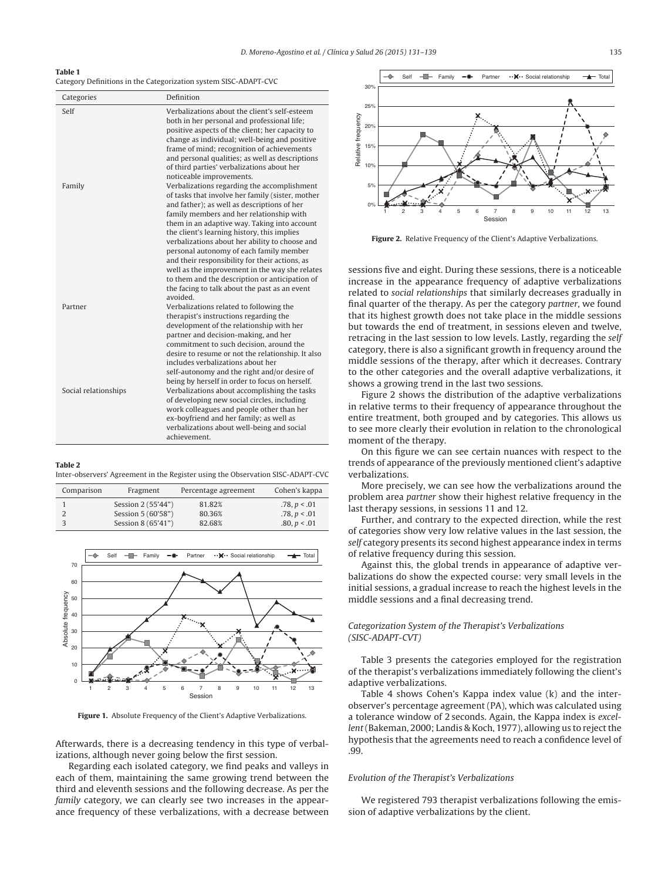**Table 1**
Category Definitions in the Categorization system SISC-ADAPT-CVC

| Categories | Definition |
|---|---|
| Self | Verbalizations about the client's self-esteem both in her personal and professional life; positive aspects of the client; her capacity to change as individual; well-being and positive frame of mind; recognition of achievements and personal qualities; as well as descriptions of third parties' verbalizations about her noticeable improvements. |
| Family | Verbalizations regarding the accomplishment of tasks that involve her family (sister, mother and father); as well as descriptions of her family members and her relationship with them in an adaptive way. Taking into account the client's learning history, this implies verbalizations about her ability to choose and personal autonomy of each family member and their responsibility for their actions, as well as the improvement in the way she relates to them and the description or anticipation of the facing to talk about the past as an event avoided. |
| Partner | Verbalizations related to following the therapist's instructions regarding the development of the relationship with her partner and decision-making, and her commitment to such decision, around the desire to resume or not the relationship. It also includes verbalizations about her self-autonomy and the right and/or desire of being by herself in order to focus on herself. |
| Social relationships | Verbalizations about accomplishing the tasks of developing new social circles, including work colleagues and people other than her ex-boyfriend and her family; as well as verbalizations about well-being and social achievement. |

**Table 2**
Inter-observers' Agreement in the Register using the Observation SISC-ADAPT-CVC

| Comparison | Fragment | Percentage agreement | Cohen's kappa |
|---|---|---|---|
| 1 | Session 2 (55'44") | 81.82% | .78, $p < .01$ |
| 2 | Session 5 (60'58") | 80.36% | .78, $p < .01$ |
| 3 | Session 8 (65'41") | 82.68% | .80, $p < .01$ |

**Figure 1.** Absolute Frequency of the Client's Adaptive Verbalizations.

Afterwards, there is a decreasing tendency in this type of verbalizations, although never going below the first session.

Regarding each isolated category, we find peaks and valleys in each of them, maintaining the same growing trend between the third and eleventh sessions and the following decrease. As per the *family* category, we can clearly see two increases in the appearance frequency of these verbalizations, with a decrease between sessions five and eight. During these sessions, there is a noticeable increase in the appearance frequency of adaptive verbalizations related to *social relationships* that similarly decreases gradually in final quarter of the therapy. As per the category *partner*, we found that its highest growth does not take place in the middle sessions but towards the end of treatment, in sessions eleven and twelve, retracing in the last session to low levels. Lastly, regarding the *self* category, there is also a significant growth in frequency around the middle sessions of the therapy, after which it decreases. Contrary to the other categories and the overall adaptive verbalizations, it shows a growing trend in the last two sessions.

**Figure 2.** Relative Frequency of the Client's Adaptive Verbalizations.

Figure 2 shows the distribution of the adaptive verbalizations in relative terms to their frequency of appearance throughout the entire treatment, both grouped and by categories. This allows us to see more clearly their evolution in relation to the chronological moment of the therapy.

On this figure we can see certain nuances with respect to the trends of appearance of the previously mentioned client's adaptive verbalizations.

More precisely, we can see how the verbalizations around the problem area *partner* show their highest relative frequency in the last therapy sessions, in sessions 11 and 12.

Further, and contrary to the expected direction, while the rest of categories show very low relative values in the last session, the *self* category presents its second highest appearance index in terms of relative frequency during this session.

Against this, the global trends in appearance of adaptive verbalizations do show the expected course: very small levels in the initial sessions, a gradual increase to reach the highest levels in the middle sessions and a final decreasing trend.

### *Categorization System of the Therapist's Verbalizations (SISC-ADAPT-CVT)*

Table 3 presents the categories employed for the registration of the therapist's verbalizations immediately following the client's adaptive verbalizations.

Table 4 shows Cohen's Kappa index value (k) and the inter-observer's percentage agreement (PA), which was calculated using a tolerance window of 2 seconds. Again, the Kappa index is *excellent* (Bakeman, 2000; Landis & Koch, 1977), allowing us to reject the hypothesis that the agreements need to reach a confidence level of .99.

### *Evolution of the Therapist's Verbalizations*

We registered 793 therapist verbalizations following the emission of adaptive verbalizations by the client.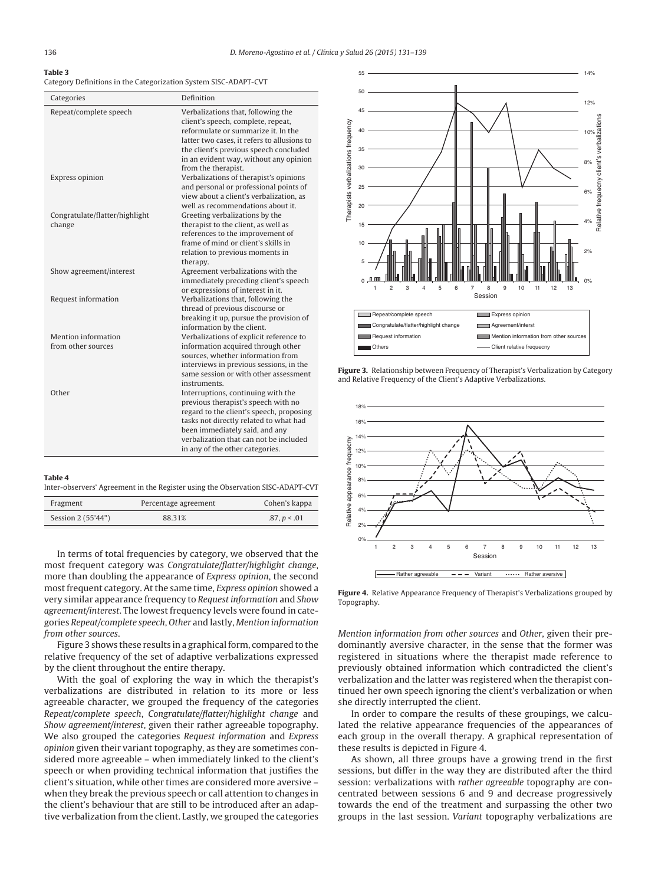**Table 3**
Category Definitions in the Categorization System SISC-ADAPT-CVT

| Categories | Definition |
| --- | --- |
| Repeat/complete speech | Verbalizations that, following the client's speech, complete, repeat, reformulate or summarize it. In the latter two cases, it refers to allusions to the client's previous speech concluded in an evident way, without any opinion from the therapist. |
| Express opinion | Verbalizations of therapist's opinions and personal or professional points of view about a client's verbalization, as well as recommendations about it. |
| Congratulate/flatter/highlight change | Greeting verbalizations by the therapist to the client, as well as references to the improvement of frame of mind or client's skills in relation to previous moments in therapy. |
| Show agreement/interest | Agreement verbalizations with the immediately preceding client's speech or expressions of interest in it. |
| Request information | Verbalizations that, following the thread of previous discourse or breaking it up, pursue the provision of information by the client. |
| Mention information from other sources | Verbalizations of explicit reference to information acquired through other sources, whether information from interviews in previous sessions, in the same session or with other assessment instruments. |
| Other | Interruptions, continuing with the previous therapist's speech with no regard to the client's speech, proposing tasks not directly related to what had been immediately said, and any verbalization that can not be included in any of the other categories. |

**Table 4**
Inter-observers' Agreement in the Register using the Observation SISC-ADAPT-CVT

| Fragment | Percentage agreement | Cohen's kappa |
| --- | --- | --- |
| Session 2 (55'44") | 88.31% | .87, $p < .01$ |

In terms of total frequencies by category, we observed that the most frequent category was *Congratulate/flatter/highlight change*, more than doubling the appearance of *Express opinion*, the second most frequent category. At the same time, *Express opinion* showed a very similar appearance frequency to *Request information* and *Show agreement/interest*. The lowest frequency levels were found in categories *Repeat/complete speech*, *Other* and lastly, *Mention information from other sources*.

Figure 3 shows these results in a graphical form, compared to the relative frequency of the set of adaptive verbalizations expressed by the client throughout the entire therapy.

With the goal of exploring the way in which the therapist's verbalizations are distributed in relation to its more or less agreeable character, we grouped the frequency of the categories *Repeat/complete speech*, *Congratulate/flatter/highlight change* and *Show agreement/interest*, given their rather agreeable topography. We also grouped the categories *Request information* and *Express opinion* given their variant topography, as they are sometimes considered more agreeable – when immediately linked to the client's speech or when providing technical information that justifies the client's situation, while other times are considered more aversive – when they break the previous speech or call attention to changes in the client's behaviour that are still to be introduced after an adaptive verbalization from the client. Lastly, we grouped the categories

**Figure 3.** Relationship between Frequency of Therapist's Verbalization by Category and Relative Frequency of the Client's Adaptive Verbalizations.

**Figure 4.** Relative Appearance Frequency of Therapist's Verbalizations grouped by Topography.

*Mention information from other sources* and *Other*, given their predominantly aversive character, in the sense that the former was registered in situations where the therapist made reference to previously obtained information which contradicted the client's verbalization and the latter was registered when the therapist continued her own speech ignoring the client's verbalization or when she directly interrupted the client.

In order to compare the results of these groupings, we calculated the relative appearance frequencies of the appearances of each group in the overall therapy. A graphical representation of these results is depicted in Figure 4.

As shown, all three groups have a growing trend in the first sessions, but differ in the way they are distributed after the third session: verbalizations with *rather agreeable* topography are concentrated between sessions 6 and 9 and decrease progressively towards the end of the treatment and surpassing the other two groups in the last session. *Variant* topography verbalizations are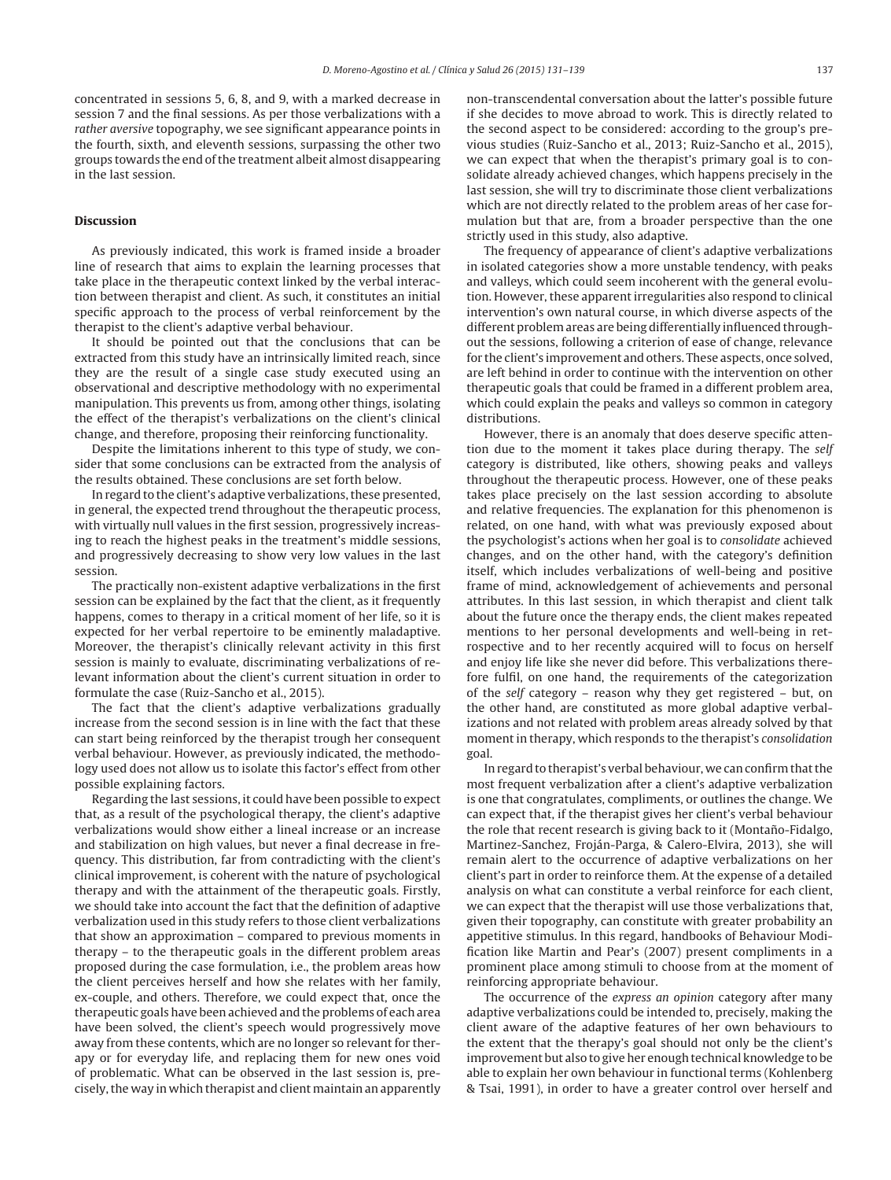concentrated in sessions 5, 6, 8, and 9, with a marked decrease in session 7 and the final sessions. As per those verbalizations with a *rather aversive* topography, we see significant appearance points in the fourth, sixth, and eleventh sessions, surpassing the other two groups towards the end of the treatment albeit almost disappearing in the last session.

## Discussion

As previously indicated, this work is framed inside a broader line of research that aims to explain the learning processes that take place in the therapeutic context linked by the verbal interaction between therapist and client. As such, it constitutes an initial specific approach to the process of verbal reinforcement by the therapist to the client's adaptive verbal behaviour.

It should be pointed out that the conclusions that can be extracted from this study have an intrinsically limited reach, since they are the result of a single case study executed using an observational and descriptive methodology with no experimental manipulation. This prevents us from, among other things, isolating the effect of the therapist's verbalizations on the client's clinical change, and therefore, proposing their reinforcing functionality.

Despite the limitations inherent to this type of study, we consider that some conclusions can be extracted from the analysis of the results obtained. These conclusions are set forth below.

In regard to the client's adaptive verbalizations, these presented, in general, the expected trend throughout the therapeutic process, with virtually null values in the first session, progressively increasing to reach the highest peaks in the treatment's middle sessions, and progressively decreasing to show very low values in the last session.

The practically non-existent adaptive verbalizations in the first session can be explained by the fact that the client, as it frequently happens, comes to therapy in a critical moment of her life, so it is expected for her verbal repertoire to be eminently maladaptive. Moreover, the therapist's clinically relevant activity in this first session is mainly to evaluate, discriminating verbalizations of relevant information about the client's current situation in order to formulate the case (Ruiz-Sancho et al., 2015).

The fact that the client's adaptive verbalizations gradually increase from the second session is in line with the fact that these can start being reinforced by the therapist trough her consequent verbal behaviour. However, as previously indicated, the methodology used does not allow us to isolate this factor's effect from other possible explaining factors.

Regarding the last sessions, it could have been possible to expect that, as a result of the psychological therapy, the client's adaptive verbalizations would show either a lineal increase or an increase and stabilization on high values, but never a final decrease in frequency. This distribution, far from contradicting with the client's clinical improvement, is coherent with the nature of psychological therapy and with the attainment of the therapeutic goals. Firstly, we should take into account the fact that the definition of adaptive verbalization used in this study refers to those client verbalizations that show an approximation – compared to previous moments in therapy – to the therapeutic goals in the different problem areas proposed during the case formulation, i.e., the problem areas how the client perceives herself and how she relates with her family, ex-couple, and others. Therefore, we could expect that, once the therapeutic goals have been achieved and the problems of each area have been solved, the client's speech would progressively move away from these contents, which are no longer so relevant for therapy or for everyday life, and replacing them for new ones void of problematic. What can be observed in the last session is, precisely, the way in which therapist and client maintain an apparently non-transcendental conversation about the latter's possible future if she decides to move abroad to work. This is directly related to the second aspect to be considered: according to the group's previous studies (Ruiz-Sancho et al., 2013; Ruiz-Sancho et al., 2015), we can expect that when the therapist's primary goal is to consolidate already achieved changes, which happens precisely in the last session, she will try to discriminate those client verbalizations which are not directly related to the problem areas of her case formulation but that are, from a broader perspective than the one strictly used in this study, also adaptive.

The frequency of appearance of client's adaptive verbalizations in isolated categories show a more unstable tendency, with peaks and valleys, which could seem incoherent with the general evolution. However, these apparent irregularities also respond to clinical intervention's own natural course, in which diverse aspects of the different problem areas are being differentially influenced throughout the sessions, following a criterion of ease of change, relevance for the client's improvement and others. These aspects, once solved, are left behind in order to continue with the intervention on other therapeutic goals that could be framed in a different problem area, which could explain the peaks and valleys so common in category distributions.

However, there is an anomaly that does deserve specific attention due to the moment it takes place during therapy. The *self* category is distributed, like others, showing peaks and valleys throughout the therapeutic process. However, one of these peaks takes place precisely on the last session according to absolute and relative frequencies. The explanation for this phenomenon is related, on one hand, with what was previously exposed about the psychologist's actions when her goal is to *consolidate* achieved changes, and on the other hand, with the category's definition itself, which includes verbalizations of well-being and positive frame of mind, acknowledgement of achievements and personal attributes. In this last session, in which therapist and client talk about the future once the therapy ends, the client makes repeated mentions to her personal developments and well-being in retrospective and to her recently acquired will to focus on herself and enjoy life like she never did before. This verbalizations therefore fulfil, on one hand, the requirements of the categorization of the *self* category – reason why they get registered – but, on the other hand, are constituted as more global adaptive verbalizations and not related with problem areas already solved by that moment in therapy, which responds to the therapist's *consolidation* goal.

In regard to therapist's verbal behaviour, we can confirm that the most frequent verbalization after a client's adaptive verbalization is one that congratulates, compliments, or outlines the change. We can expect that, if the therapist gives her client's verbal behaviour the role that recent research is giving back to it (Montaño-Fidalgo, Martinez-Sanchez, Froján-Parga, & Calero-Elvira, 2013), she will remain alert to the occurrence of adaptive verbalizations on her client's part in order to reinforce them. At the expense of a detailed analysis on what can constitute a verbal reinforce for each client, we can expect that the therapist will use those verbalizations that, given their topography, can constitute with greater probability an appetitive stimulus. In this regard, handbooks of Behaviour Modification like Martin and Pear's (2007) present compliments in a prominent place among stimuli to choose from at the moment of reinforcing appropriate behaviour.

The occurrence of the *express an opinion* category after many adaptive verbalizations could be intended to, precisely, making the client aware of the adaptive features of her own behaviours to the extent that the therapy's goal should not only be the client's improvement but also to give her enough technical knowledge to be able to explain her own behaviour in functional terms (Kohlenberg & Tsai, 1991), in order to have a greater control over herself and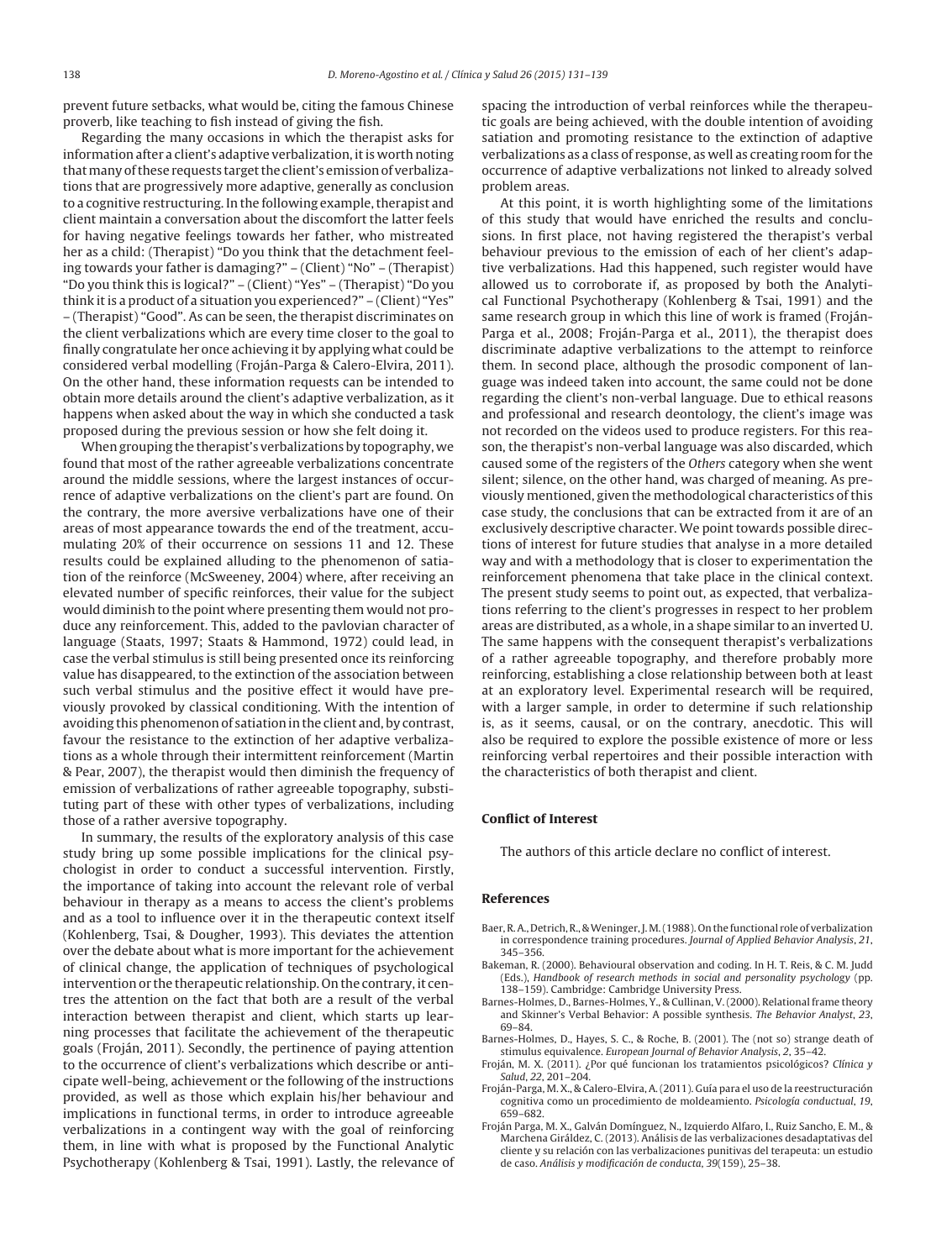prevent future setbacks, what would be, citing the famous Chinese proverb, like teaching to fish instead of giving the fish.

Regarding the many occasions in which the therapist asks for information after a client's adaptive verbalization, it is worth noting that many of these requests target the client's emission of verbalizations that are progressively more adaptive, generally as conclusion to a cognitive restructuring. In the following example, therapist and client maintain a conversation about the discomfort the latter feels for having negative feelings towards her father, who mistreated her as a child: (Therapist) "Do you think that the detachment feeling towards your father is damaging?" – (Client) "No" – (Therapist) "Do you think this is logical?" – (Client) "Yes" – (Therapist) "Do you think it is a product of a situation you experienced?" – (Client) "Yes" – (Therapist) "Good". As can be seen, the therapist discriminates on the client verbalizations which are every time closer to the goal to finally congratulate her once achieving it by applying what could be considered verbal modelling (Froján-Parga & Calero-Elvira, 2011). On the other hand, these information requests can be intended to obtain more details around the client's adaptive verbalization, as it happens when asked about the way in which she conducted a task proposed during the previous session or how she felt doing it.

When grouping the therapist's verbalizations by topography, we found that most of the rather agreeable verbalizations concentrate around the middle sessions, where the largest instances of occurrence of adaptive verbalizations on the client's part are found. On the contrary, the more aversive verbalizations have one of their areas of most appearance towards the end of the treatment, accumulating 20% of their occurrence on sessions 11 and 12. These results could be explained alluding to the phenomenon of satiation of the reinforce (McSweeney, 2004) where, after receiving an elevated number of specific reinforces, their value for the subject would diminish to the point where presenting them would not produce any reinforcement. This, added to the pavlovian character of language (Staats, 1997; Staats & Hammond, 1972) could lead, in case the verbal stimulus is still being presented once its reinforcing value has disappeared, to the extinction of the association between such verbal stimulus and the positive effect it would have previously provoked by classical conditioning. With the intention of avoiding this phenomenon of satiation in the client and, by contrast, favour the resistance to the extinction of her adaptive verbalizations as a whole through their intermittent reinforcement (Martin & Pear, 2007), the therapist would then diminish the frequency of emission of verbalizations of rather agreeable topography, substituting part of these with other types of verbalizations, including those of a rather aversive topography.

In summary, the results of the exploratory analysis of this case study bring up some possible implications for the clinical psychologist in order to conduct a successful intervention. Firstly, the importance of taking into account the relevant role of verbal behaviour in therapy as a means to access the client's problems and as a tool to influence over it in the therapeutic context itself (Kohlenberg, Tsai, & Dougher, 1993). This deviates the attention over the debate about what is more important for the achievement of clinical change, the application of techniques of psychological intervention or the therapeutic relationship. On the contrary, it centres the attention on the fact that both are a result of the verbal interaction between therapist and client, which starts up learning processes that facilitate the achievement of the therapeutic goals (Froján, 2011). Secondly, the pertinence of paying attention to the occurrence of client's verbalizations which describe or anticipate well-being, achievement or the following of the instructions provided, as well as those which explain his/her behaviour and implications in functional terms, in order to introduce agreeable verbalizations in a contingent way with the goal of reinforcing them, in line with what is proposed by the Functional Analytic Psychotherapy (Kohlenberg & Tsai, 1991). Lastly, the relevance of spacing the introduction of verbal reinforces while the therapeutic goals are being achieved, with the double intention of avoiding satiation and promoting resistance to the extinction of adaptive verbalizations as a class of response, as well as creating room for the occurrence of adaptive verbalizations not linked to already solved problem areas.

At this point, it is worth highlighting some of the limitations of this study that would have enriched the results and conclusions. In first place, not having registered the therapist's verbal behaviour previous to the emission of each of her client's adaptive verbalizations. Had this happened, such register would have allowed us to corroborate if, as proposed by both the Analytical Functional Psychotherapy (Kohlenberg & Tsai, 1991) and the same research group in which this line of work is framed (Froján-Parga et al., 2008; Froján-Parga et al., 2011), the therapist does discriminate adaptive verbalizations to the attempt to reinforce them. In second place, although the prosodic component of language was indeed taken into account, the same could not be done regarding the client's non-verbal language. Due to ethical reasons and professional and research deontology, the client's image was not recorded on the videos used to produce registers. For this reason, the therapist's non-verbal language was also discarded, which caused some of the registers of the *Others* category when she went silent; silence, on the other hand, was charged of meaning. As previously mentioned, given the methodological characteristics of this case study, the conclusions that can be extracted from it are of an exclusively descriptive character. We point towards possible directions of interest for future studies that analyse in a more detailed way and with a methodology that is closer to experimentation the reinforcement phenomena that take place in the clinical context. The present study seems to point out, as expected, that verbalizations referring to the client's progresses in respect to her problem areas are distributed, as a whole, in a shape similar to an inverted U. The same happens with the consequent therapist's verbalizations of a rather agreeable topography, and therefore probably more reinforcing, establishing a close relationship between both at least at an exploratory level. Experimental research will be required, with a larger sample, in order to determine if such relationship is, as it seems, causal, or on the contrary, anecdotic. This will also be required to explore the possible existence of more or less reinforcing verbal repertoires and their possible interaction with the characteristics of both therapist and client.

## Conflict of Interest

The authors of this article declare no conflict of interest.

## References

Baer, R. A., Detrich, R., & Weninger, J. M. (1988). On the functional role of verbalization in correspondence training procedures. *Journal of Applied Behavior Analysis*, *21*, 345–356.

Bakeman, R. (2000). Behavioural observation and coding. In H. T. Reis, & C. M. Judd (Eds.), *Handbook of research methods in social and personality psychology* (pp. 138–159). Cambridge: Cambridge University Press.

Barnes-Holmes, D., Barnes-Holmes, Y., & Cullinan, V. (2000). Relational frame theory and Skinner's Verbal Behavior: A possible synthesis. *The Behavior Analyst*, *23*, 69–84.

Barnes-Holmes, D., Hayes, S. C., & Roche, B. (2001). The (not so) strange death of stimulus equivalence. *European Journal of Behavior Analysis*, *2*, 35–42.

Froján, M. X. (2011). ¿Por qué funcionan los tratamientos psicológicos? *Clínica y Salud*, *22*, 201–204.

Froján-Parga, M. X., & Calero-Elvira, A. (2011). Guía para el uso de la reestructuración cognitiva como un procedimiento de moldeamiento. *Psicología conductual*, *19*, 659–682.

Froján Parga, M. X., Galván Domínguez, N., Izquierdo Alfaro, I., Ruiz Sancho, E. M., & Marchena Giráldez, C. (2013). Análisis de las verbalizaciones desadaptativas del cliente y su relación con las verbalizaciones punitivas del terapeuta: un estudio de caso. *Análisis y modificación de conducta*, *39*(159), 25–38.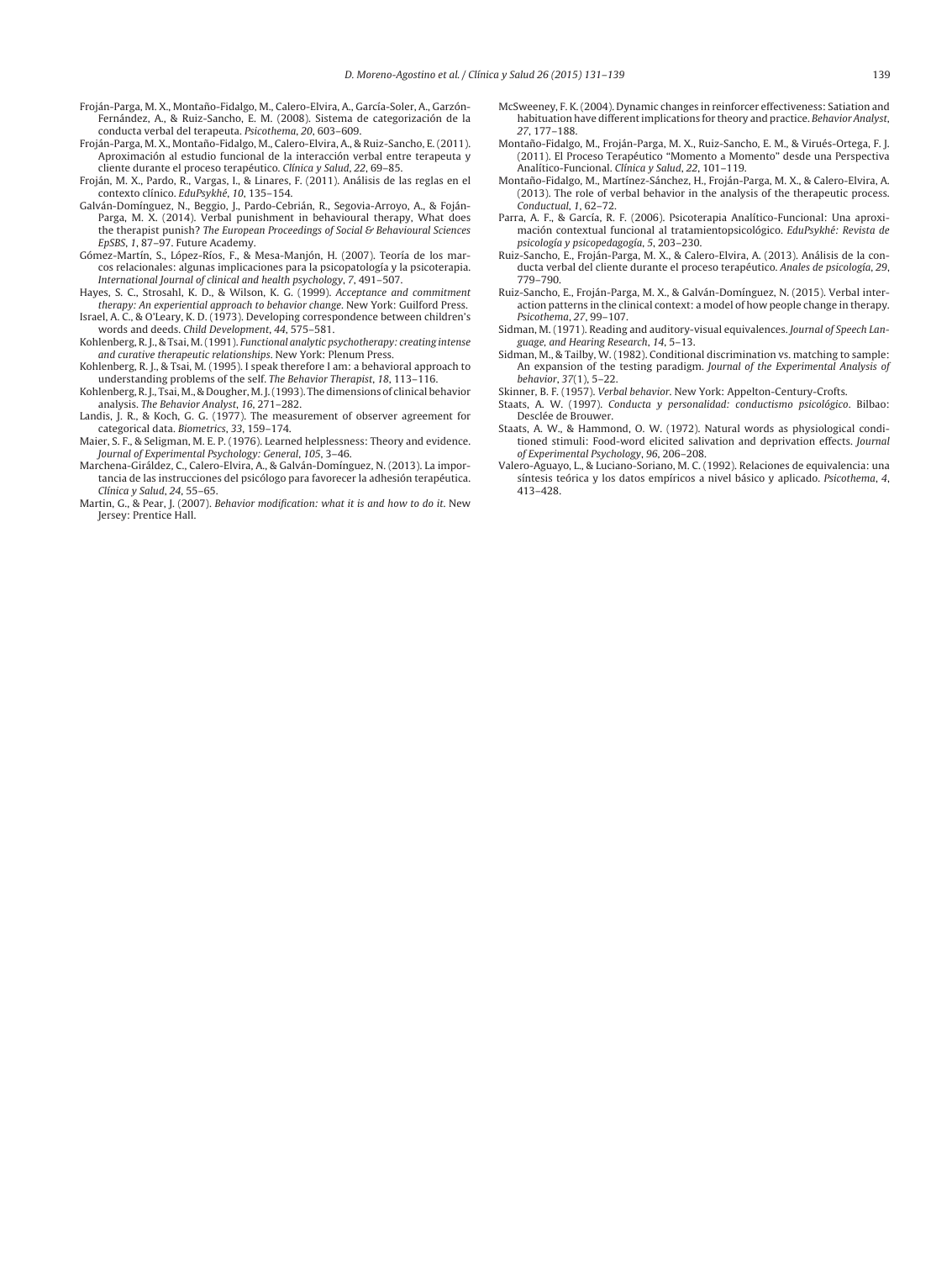Froján-Parga, M. X., Montaño-Fidalgo, M., Calero-Elvira, A., García-Soler, A., Garzón-Fernández, A., & Ruiz-Sancho, E. M. (2008). Sistema de categorización de la conducta verbal del terapeuta. *Psicothema*, *20*, 603–609.

Froján-Parga, M. X., Montaño-Fidalgo, M., Calero-Elvira, A., & Ruiz-Sancho, E. (2011). Aproximación al estudio funcional de la interacción verbal entre terapeuta y cliente durante el proceso terapéutico. *Clínica y Salud*, *22*, 69–85.

Froján, M. X., Pardo, R., Vargas, I., & Linares, F. (2011). Análisis de las reglas en el contexto clínico. *EduPsykhé*, *10*, 135–154.

Galván-Domínguez, N., Beggio, J., Pardo-Cebrián, R., Segovia-Arroyo, A., & Froján-Parga, M. X. (2014). Verbal punishment in behavioural therapy, What does the therapist punish? *The European Proceedings of Social & Behavioural Sciences EpSBS*, *1*, 87–97. Future Academy.

Gómez-Martín, S., López-Ríos, F., & Mesa-Manjón, H. (2007). Teoría de los marcos relacionales: algunas implicaciones para la psicopatología y la psicoterapia. *International Journal of clinical and health psychology*, *7*, 491–507.

Hayes, S. C., Strosahl, K. D., & Wilson, K. G. (1999). *Acceptance and commitment therapy: An experiential approach to behavior change*. New York: Guilford Press.

Israel, A. C., & O'Leary, K. D. (1973). Developing correspondence between children's words and deeds. *Child Development*, *44*, 575–581.

Kohlenberg, R. J., & Tsai, M. (1991). *Functional analytic psychotherapy: creating intense and curative therapeutic relationships*. New York: Plenum Press.

Kohlenberg, R. J., & Tsai, M. (1995). I speak therefore I am: a behavioral approach to understanding problems of the self. *The Behavior Therapist*, *18*, 113–116.

Kohlenberg, R. J., Tsai, M., & Dougher, M. J. (1993). The dimensions of clinical behavior analysis. *The Behavior Analyst*, *16*, 271–282.

Landis, J. R., & Koch, G. G. (1977). The measurement of observer agreement for categorical data. *Biometrics*, *33*, 159–174.

Maier, S. F., & Seligman, M. E. P. (1976). Learned helplessness: Theory and evidence. *Journal of Experimental Psychology: General*, *105*, 3–46.

Marchena-Giráldez, C., Calero-Elvira, A., & Galván-Domínguez, N. (2013). La importancia de las instrucciones del psicólogo para favorecer la adhesión terapéutica. *Clínica y Salud*, *24*, 55–65.

Martin, G., & Pear, J. (2007). *Behavior modification: what it is and how to do it*. New Jersey: Prentice Hall.

McSweeney, F. K. (2004). Dynamic changes in reinforcer effectiveness: Satiation and habituation have different implications for theory and practice. *Behavior Analyst*, *27*, 177–188.

Montaño-Fidalgo, M., Froján-Parga, M. X., Ruiz-Sancho, E. M., & Virués-Ortega, F. J. (2011). El Proceso Terapéutico "Momento a Momento" desde una Perspectiva Analítico-Funcional. *Clínica y Salud*, *22*, 101–119.

Montaño-Fidalgo, M., Martínez-Sánchez, H., Froján-Parga, M. X., & Calero-Elvira, A. (2013). The role of verbal behavior in the analysis of the therapeutic process. *Conductual*, *1*, 62–72.

Parra, A. F., & García, R. F. (2006). Psicoterapia Analítico-Funcional: Una aproximación contextual funcional al tratamientopsicológico. *EduPsykhé: Revista de psicología y psicopedagogía*, *5*, 203–230.

Ruiz-Sancho, E., Froján-Parga, M. X., & Calero-Elvira, A. (2013). Análisis de la conducta verbal del cliente durante el proceso terapéutico. *Anales de psicología*, *29*, 779–790.

Ruiz-Sancho, E., Froján-Parga, M. X., & Galván-Domínguez, N. (2015). Verbal interaction patterns in the clinical context: a model of how people change in therapy. *Psicothema*, *27*, 99–107.

Sidman, M. (1971). Reading and auditory-visual equivalences. *Journal of Speech Language, and Hearing Research*, *14*, 5–13.

Sidman, M., & Tailby, W. (1982). Conditional discrimination vs. matching to sample: An expansion of the testing paradigm. *Journal of the Experimental Analysis of behavior*, *37*(1), 5–22.

Skinner, B. F. (1957). *Verbal behavior*. New York: Appelton-Century-Crofts.

Staats, A. W. (1997). *Conducta y personalidad: conductismo psicológico*. Bilbao: Desclée de Brouwer.

Staats, A. W., & Hammond, O. W. (1972). Natural words as physiological conditioned stimuli: Food-word elicited salivation and deprivation effects. *Journal of Experimental Psychology*, *96*, 206–208.

Valero-Aguayo, L., & Luciano-Soriano, M. C. (1992). Relaciones de equivalencia: una síntesis teórica y los datos empíricos a nivel básico y aplicado. *Psicothema*, *4*, 413–428.